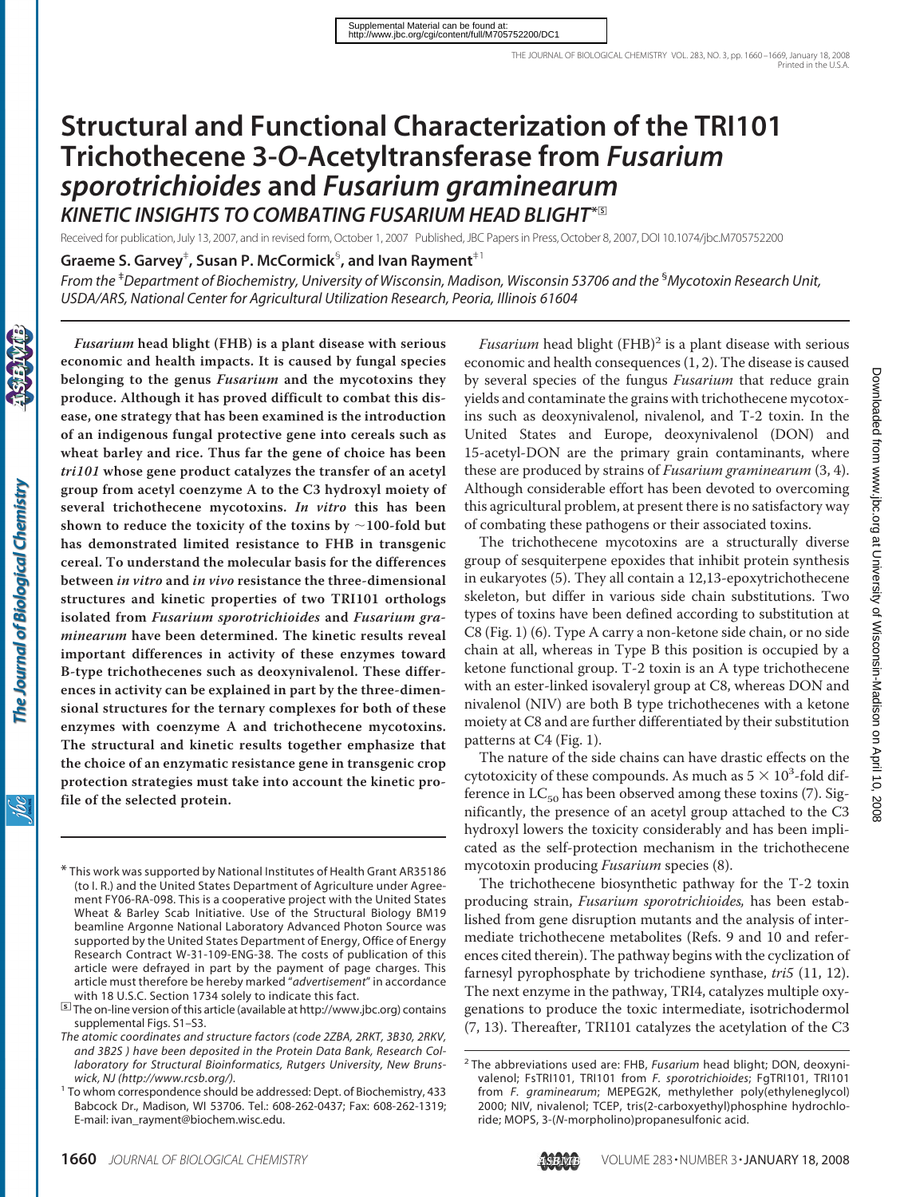Supplemental Material can be found at: http://www.jbc.org/cgi/content/full/M705752200/DC1

# Structural and Functional Characterization of the TRI101 Trichothecene 3-*O*-Acetyltransferase from *Fusarium sporotrichioides* and *Fusarium graminearum*

## *KINETIC INSIGHTS TO COMBATING FUSARIUM HEAD BLIGHT*[*][S]

Received for publication, July 13, 2007, and in revised form, October 1, 2007 Published, JBC Papers in Press, October 8, 2007, DOI 10.1074/jbc.M705752200

**Graeme S. Garvey[‡], Susan P. McCormick[§], and Ivan Rayment[‡1]**

*From the [‡]Department of Biochemistry, University of Wisconsin, Madison, Wisconsin 53706 and the [§]Mycotoxin Research Unit, USDA/ARS, National Center for Agricultural Utilization Research, Peoria, Illinois 61604*

***Fusarium* head blight (FHB) is a plant disease with serious economic and health impacts. It is caused by fungal species belonging to the genus *Fusarium* and the mycotoxins they produce. Although it has proved difficult to combat this disease, one strategy that has been examined is the introduction of an indigenous fungal protective gene into cereals such as wheat barley and rice. Thus far the gene of choice has been *tri101* whose gene product catalyzes the transfer of an acetyl group from acetyl coenzyme A to the C3 hydroxyl moiety of several trichothecene mycotoxins. *In vitro* this has been shown to reduce the toxicity of the toxins by ~100-fold but has demonstrated limited resistance to FHB in transgenic cereal. To understand the molecular basis for the differences between *in vitro* and *in vivo* resistance the three-dimensional structures and kinetic properties of two TRI101 orthologs isolated from *Fusarium sporotrichioides* and *Fusarium graminearum* have been determined. The kinetic results reveal important differences in activity of these enzymes toward B-type trichothecenes such as deoxynivalenol. These differences in activity can be explained in part by the three-dimensional structures for the ternary complexes for both of these enzymes with coenzyme A and trichothecene mycotoxins. The structural and kinetic results together emphasize that the choice of an enzymatic resistance gene in transgenic crop protection strategies must take into account the kinetic profile of the selected protein.**

*Fusarium* head blight (FHB)[2] is a plant disease with serious economic and health consequences (1, 2). The disease is caused by several species of the fungus *Fusarium* that reduce grain yields and contaminate the grains with trichothecene mycotoxins such as deoxynivalenol, nivalenol, and T-2 toxin. In the United States and Europe, deoxynivalenol (DON) and 15-acetyl-DON are the primary grain contaminants, where these are produced by strains of *Fusarium graminearum* (3, 4). Although considerable effort has been devoted to overcoming this agricultural problem, at present there is no satisfactory way of combating these pathogens or their associated toxins.

The trichothecene mycotoxins are a structurally diverse group of sesquiterpene epoxides that inhibit protein synthesis in eukaryotes (5). They all contain a 12,13-epoxytrichothecene skeleton, but differ in various side chain substitutions. Two types of toxins have been defined according to substitution at C8 (Fig. 1) (6). Type A carry a non-ketone side chain, or no side chain at all, whereas in Type B this position is occupied by a ketone functional group. T-2 toxin is an A type trichothecene with an ester-linked isovaleryl group at C8, whereas DON and nivalenol (NIV) are both B type trichothecenes with a ketone moiety at C8 and are further differentiated by their substitution patterns at C4 (Fig. 1).

The nature of the side chains can have drastic effects on the cytotoxicity of these compounds. As much as $5 \times 10^3$-fold difference in $LC_{50}$ has been observed among these toxins (7). Significantly, the presence of an acetyl group attached to the C3 hydroxyl lowers the toxicity considerably and has been implicated as the self-protection mechanism in the trichothecene mycotoxin producing *Fusarium* species (8).

The trichothecene biosynthetic pathway for the T-2 toxin producing strain, *Fusarium sporotrichioides*, has been established from gene disruption mutants and the analysis of intermediate trichothecene metabolites (Refs. 9 and 10 and references cited therein). The pathway begins with the cyclization of farnesyl pyrophosphate by trichodiene synthase, *tri5* (11, 12). The next enzyme in the pathway, TRI4, catalyzes multiple oxygenations to produce the toxic intermediate, isotrichodermol (7, 13). Thereafter, TRI101 catalyzes the acetylation of the C3

---

[*] This work was supported by National Institutes of Health Grant AR35186 (to I. R.) and the United States Department of Agriculture under Agreement FY06-RA-098. This is a cooperative project with the United States Wheat & Barley Scab Initiative. Use of the Structural Biology BM19 beamline Argonne National Laboratory Advanced Photon Source was supported by the United States Department of Energy, Office of Energy Research Contract W-31-109-ENG-38. The costs of publication of this article were defrayed in part by the payment of page charges. This article must therefore be hereby marked "*advertisement*" in accordance with 18 U.S.C. Section 1734 solely to indicate this fact.

[S] The on-line version of this article (available at http://www.jbc.org) contains supplemental Figs. S1–S3.

*The atomic coordinates and structure factors (code 2ZBA, 2RKT, 3B30, 2RKV, and 3B2S ) have been deposited in the Protein Data Bank, Research Collaboratory for Structural Bioinformatics, Rutgers University, New Brunswick, NJ (http://www.rcsb.org/).*

[1] To whom correspondence should be addressed: Dept. of Biochemistry, 433 Babcock Dr., Madison, WI 53706. Tel.: 608-262-0437; Fax: 608-262-1319; E-mail: ivan_rayment@biochem.wisc.edu.

[2] The abbreviations used are: FHB, *Fusarium* head blight; DON, deoxynivalenol; FsTRI101, TRI101 from *F. sporotrichioides*; FgTRI101, TRI101 from *F. graminearum*; MEPEG2K, methylether poly(ethyleneglycol) 2000; NIV, nivalenol; TCEP, tris(2-carboxyethyl)phosphine hydrochloride; MOPS, 3-(*N*-morpholino)propanesulfonic acid.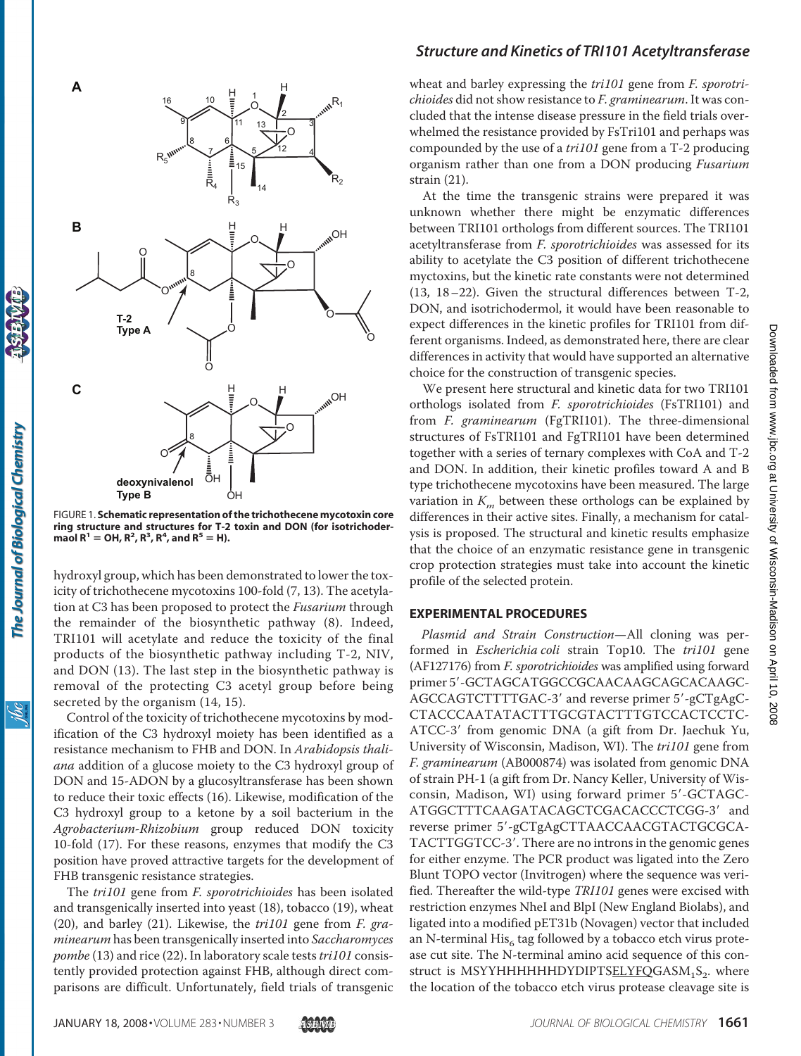FIGURE 1. **Schematic representation of the trichothecene mycotoxin core ring structure and structures for T-2 toxin and DON (for isotrichodermaol $R^1$ = OH, $R^2$, $R^3$, $R^4$, and $R^5$ = H).**

hydroxyl group, which has been demonstrated to lower the toxicity of trichothecene mycotoxins 100-fold (7, 13). The acetylation at C3 has been proposed to protect the *Fusarium* through the remainder of the biosynthetic pathway (8). Indeed, TRI101 will acetylate and reduce the toxicity of the final products of the biosynthetic pathway including T-2, NIV, and DON (13). The last step in the biosynthetic pathway is removal of the protecting C3 acetyl group before being secreted by the organism (14, 15).

Control of the toxicity of trichothecene mycotoxins by modification of the C3 hydroxyl moiety has been identified as a resistance mechanism to FHB and DON. In *Arabidopsis thaliana* addition of a glucose moiety to the C3 hydroxyl group of DON and 15-ADON by a glucosyltransferase has been shown to reduce their toxic effects (16). Likewise, modification of the C3 hydroxyl group to a ketone by a soil bacterium in the *Agrobacterium-Rhizobium* group reduced DON toxicity 10-fold (17). For these reasons, enzymes that modify the C3 position have proved attractive targets for the development of FHB transgenic resistance strategies.

The *tri101* gene from *F. sporotrichioides* has been isolated and transgenically inserted into yeast (18), tobacco (19), wheat (20), and barley (21). Likewise, the *tri101* gene from *F. graminearum* has been transgenically inserted into *Saccharomyces pombe* (13) and rice (22). In laboratory scale tests *tri101* consistently provided protection against FHB, although direct comparisons are difficult. Unfortunately, field trials of transgenic wheat and barley expressing the *tri101* gene from *F. sporotrichioides* did not show resistance to *F. graminearum*. It was concluded that the intense disease pressure in the field trials overwhelmed the resistance provided by FsTri101 and perhaps was compounded by the use of a *tri101* gene from a T-2 producing organism rather than one from a DON producing *Fusarium* strain (21).

At the time the transgenic strains were prepared it was unknown whether there might be enzymatic differences between TRI101 orthologs from different sources. The TRI101 acetyltransferase from *F. sporotrichioides* was assessed for its ability to acetylate the C3 position of different trichothecene myctoxins, but the kinetic rate constants were not determined (13, 18–22). Given the structural differences between T-2, DON, and isotrichodermol, it would have been reasonable to expect differences in the kinetic profiles for TRI101 from different organisms. Indeed, as demonstrated here, there are clear differences in activity that would have supported an alternative choice for the construction of transgenic species.

We present here structural and kinetic data for two TRI101 orthologs isolated from *F. sporotrichioides* (FsTRI101) and from *F. graminearum* (FgTRI101). The three-dimensional structures of FsTRI101 and FgTRI101 have been determined together with a series of ternary complexes with CoA and T-2 and DON. In addition, their kinetic profiles toward A and B type trichothecene mycotoxins have been measured. The large variation in $K_m$ between these orthologs can be explained by differences in their active sites. Finally, a mechanism for catalysis is proposed. The structural and kinetic results emphasize that the choice of an enzymatic resistance gene in transgenic crop protection strategies must take into account the kinetic profile of the selected protein.

## EXPERIMENTAL PROCEDURES

*Plasmid and Strain Construction*—All cloning was performed in *Escherichia coli* strain Top10. The *tri101* gene (AF127176) from *F. sporotrichioides* was amplified using forward primer 5′-GCTAGCATGGCCGCAACAAGCAGCACAAGC-AGCCAGTCTTTTGAC-3′ and reverse primer 5′-gCTgAgC-CTACCCAATATACTTTGCGTACTTTGTCCACTCCTC-ATCC-3′ from genomic DNA (a gift from Dr. Jaechuk Yu, University of Wisconsin, Madison, WI). The *tri101* gene from *F. graminearum* (AB000874) was isolated from genomic DNA of strain PH-1 (a gift from Dr. Nancy Keller, University of Wisconsin, Madison, WI) using forward primer 5′-GCTAGC-ATGGCTTTCAAGATACAGCTCGACACCCTCGG-3′ and reverse primer 5′-gCTgAgCTTAACCAACGTACTGCGCA-TACTTGGTCC-3′. There are no introns in the genomic genes for either enzyme. The PCR product was ligated into the Zero Blunt TOPO vector (Invitrogen) where the sequence was verified. Thereafter the wild-type *TRI101* genes were excised with restriction enzymes NheI and BlpI (New England Biolabs), and ligated into a modified pET31b (Novagen) vector that included an N-terminal $His_6$ tag followed by a tobacco etch virus protease cut site. The N-terminal amino acid sequence of this construct is MSYYHHHHHHDYDIPTS<u>ELYFQ</u>GASM$_1$S$_2$. where the location of the tobacco etch virus protease cleavage site is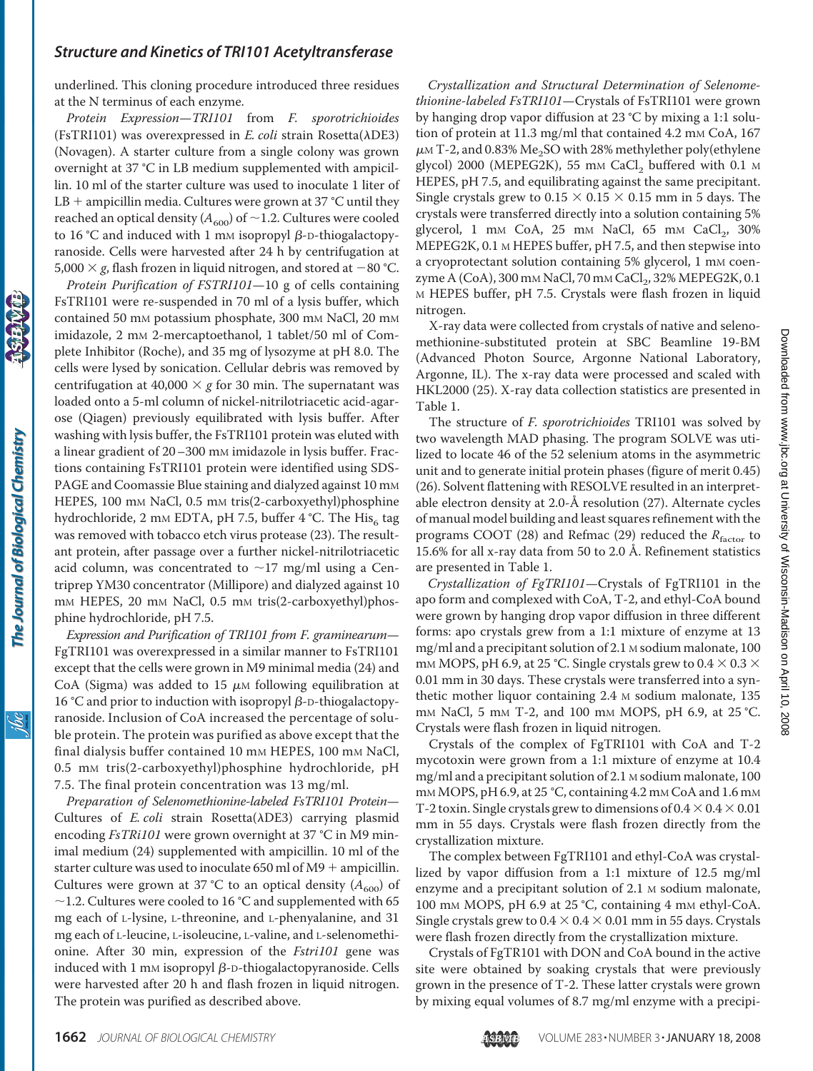underlined. This cloning procedure introduced three residues at the N terminus of each enzyme.

*Protein Expression*—TRI101 from *F. sporotrichioides* (FsTRI101) was overexpressed in *E. coli* strain Rosetta(λDE3) (Novagen). A starter culture from a single colony was grown overnight at 37 °C in LB medium supplemented with ampicillin. 10 ml of the starter culture was used to inoculate 1 liter of LB + ampicillin media. Cultures were grown at 37 °C until they reached an optical density ($A_{600}$) of ~1.2. Cultures were cooled to 16 °C and induced with 1 mM isopropyl β-D-thiogalactopyranoside. Cells were harvested after 24 h by centrifugation at 5,000 × *g*, flash frozen in liquid nitrogen, and stored at −80 °C.

*Protein Purification of FSTRI101*—10 g of cells containing FsTRI101 were re-suspended in 70 ml of a lysis buffer, which contained 50 mM potassium phosphate, 300 mM NaCl, 20 mM imidazole, 2 mM 2-mercaptoethanol, 1 tablet/50 ml of Complete Inhibitor (Roche), and 35 mg of lysozyme at pH 8.0. The cells were lysed by sonication. Cellular debris was removed by centrifugation at 40,000 × *g* for 30 min. The supernatant was loaded onto a 5-ml column of nickel-nitrilotriacetic acid-agarose (Qiagen) previously equilibrated with lysis buffer. After washing with lysis buffer, the FsTRI101 protein was eluted with a linear gradient of 20–300 mM imidazole in lysis buffer. Fractions containing FsTRI101 protein were identified using SDS-PAGE and Coomassie Blue staining and dialyzed against 10 mM HEPES, 100 mM NaCl, 0.5 mM tris(2-carboxyethyl)phosphine hydrochloride, 2 mM EDTA, pH 7.5, buffer 4 °C. The $His_6$ tag was removed with tobacco etch virus protease (23). The resultant protein, after passage over a further nickel-nitrilotriacetic acid column, was concentrated to ~17 mg/ml using a Centriprep YM30 concentrator (Millipore) and dialyzed against 10 mM HEPES, 20 mM NaCl, 0.5 mM tris(2-carboxyethyl)phosphine hydrochloride, pH 7.5.

*Expression and Purification of TRI101 from F. graminearum*—FgTRI101 was overexpressed in a similar manner to FsTRI101 except that the cells were grown in M9 minimal media (24) and CoA (Sigma) was added to 15 μM following equilibration at 16 °C and prior to induction with isopropyl β-D-thiogalactopyranoside. Inclusion of CoA increased the percentage of soluble protein. The protein was purified as above except that the final dialysis buffer contained 10 mM HEPES, 100 mM NaCl, 0.5 mM tris(2-carboxyethyl)phosphine hydrochloride, pH 7.5. The final protein concentration was 13 mg/ml.

*Preparation of Selenomethionine-labeled FsTRI101 Protein*—Cultures of *E. coli* strain Rosetta(λDE3) carrying plasmid encoding *FsTRi101* were grown overnight at 37 °C in M9 minimal medium (24) supplemented with ampicillin. 10 ml of the starter culture was used to inoculate 650 ml of M9 + ampicillin. Cultures were grown at 37 °C to an optical density ($A_{600}$) of ~1.2. Cultures were cooled to 16 °C and supplemented with 65 mg each of L-lysine, L-threonine, and L-phenyalanine, and 31 mg each of L-leucine, L-isoleucine, L-valine, and L-selenomethionine. After 30 min, expression of the *Fstri101* gene was induced with 1 mM isopropyl β-D-thiogalactopyranoside. Cells were harvested after 20 h and flash frozen in liquid nitrogen. The protein was purified as described above.

*Crystallization and Structural Determination of Selenomethionine-labeled FsTRI101*—Crystals of FsTRI101 were grown by hanging drop vapor diffusion at 23 °C by mixing a 1:1 solution of protein at 11.3 mg/ml that contained 4.2 mM CoA, 167 μM T-2, and 0.83% $Me_2SO$ with 28% methylether poly(ethylene glycol) 2000 (MEPEG2K), 55 mM $CaCl_2$ buffered with 0.1 M HEPES, pH 7.5, and equilibrating against the same precipitant. Single crystals grew to 0.15 × 0.15 × 0.15 mm in 5 days. The crystals were transferred directly into a solution containing 5% glycerol, 1 mM CoA, 25 mM NaCl, 65 mM $CaCl_2$, 30% MEPEG2K, 0.1 M HEPES buffer, pH 7.5, and then stepwise into a cryoprotectant solution containing 5% glycerol, 1 mM coenzyme A (CoA), 300 mM NaCl, 70 mM $CaCl_2$, 32% MEPEG2K, 0.1 M HEPES buffer, pH 7.5. Crystals were flash frozen in liquid nitrogen.

X-ray data were collected from crystals of native and selenomethionine-substituted protein at SBC Beamline 19-BM (Advanced Photon Source, Argonne National Laboratory, Argonne, IL). The x-ray data were processed and scaled with HKL2000 (25). X-ray data collection statistics are presented in Table 1.

The structure of *F. sporotrichioides* TRI101 was solved by two wavelength MAD phasing. The program SOLVE was utilized to locate 46 of the 52 selenium atoms in the asymmetric unit and to generate initial protein phases (figure of merit 0.45) (26). Solvent flattening with RESOLVE resulted in an interpretable electron density at 2.0-Å resolution (27). Alternate cycles of manual model building and least squares refinement with the programs COOT (28) and Refmac (29) reduced the $R_{factor}$ to 15.6% for all x-ray data from 50 to 2.0 Å. Refinement statistics are presented in Table 1.

*Crystallization of FgTRI101*—Crystals of FgTRI101 in the apo form and complexed with CoA, T-2, and ethyl-CoA bound were grown by hanging drop vapor diffusion in three different forms: apo crystals grew from a 1:1 mixture of enzyme at 13 mg/ml and a precipitant solution of 2.1 M sodium malonate, 100 mM MOPS, pH 6.9, at 25 °C. Single crystals grew to 0.4 × 0.3 × 0.01 mm in 30 days. These crystals were transferred into a synthetic mother liquor containing 2.4 M sodium malonate, 135 mM NaCl, 5 mM T-2, and 100 mM MOPS, pH 6.9, at 25 °C. Crystals were flash frozen in liquid nitrogen.

Crystals of the complex of FgTRI101 with CoA and T-2 mycotoxin were grown from a 1:1 mixture of enzyme at 10.4 mg/ml and a precipitant solution of 2.1 M sodium malonate, 100 mM MOPS, pH 6.9, at 25 °C, containing 4.2 mM CoA and 1.6 mM T-2 toxin. Single crystals grew to dimensions of 0.4 × 0.4 × 0.01 mm in 55 days. Crystals were flash frozen directly from the crystallization mixture.

The complex between FgTRI101 and ethyl-CoA was crystallized by vapor diffusion from a 1:1 mixture of 12.5 mg/ml enzyme and a precipitant solution of 2.1 M sodium malonate, 100 mM MOPS, pH 6.9 at 25 °C, containing 4 mM ethyl-CoA. Single crystals grew to 0.4 × 0.4 × 0.01 mm in 55 days. Crystals were flash frozen directly from the crystallization mixture.

Crystals of FgTR101 with DON and CoA bound in the active site were obtained by soaking crystals that were previously grown in the presence of T-2. These latter crystals were grown by mixing equal volumes of 8.7 mg/ml enzyme with a precipi-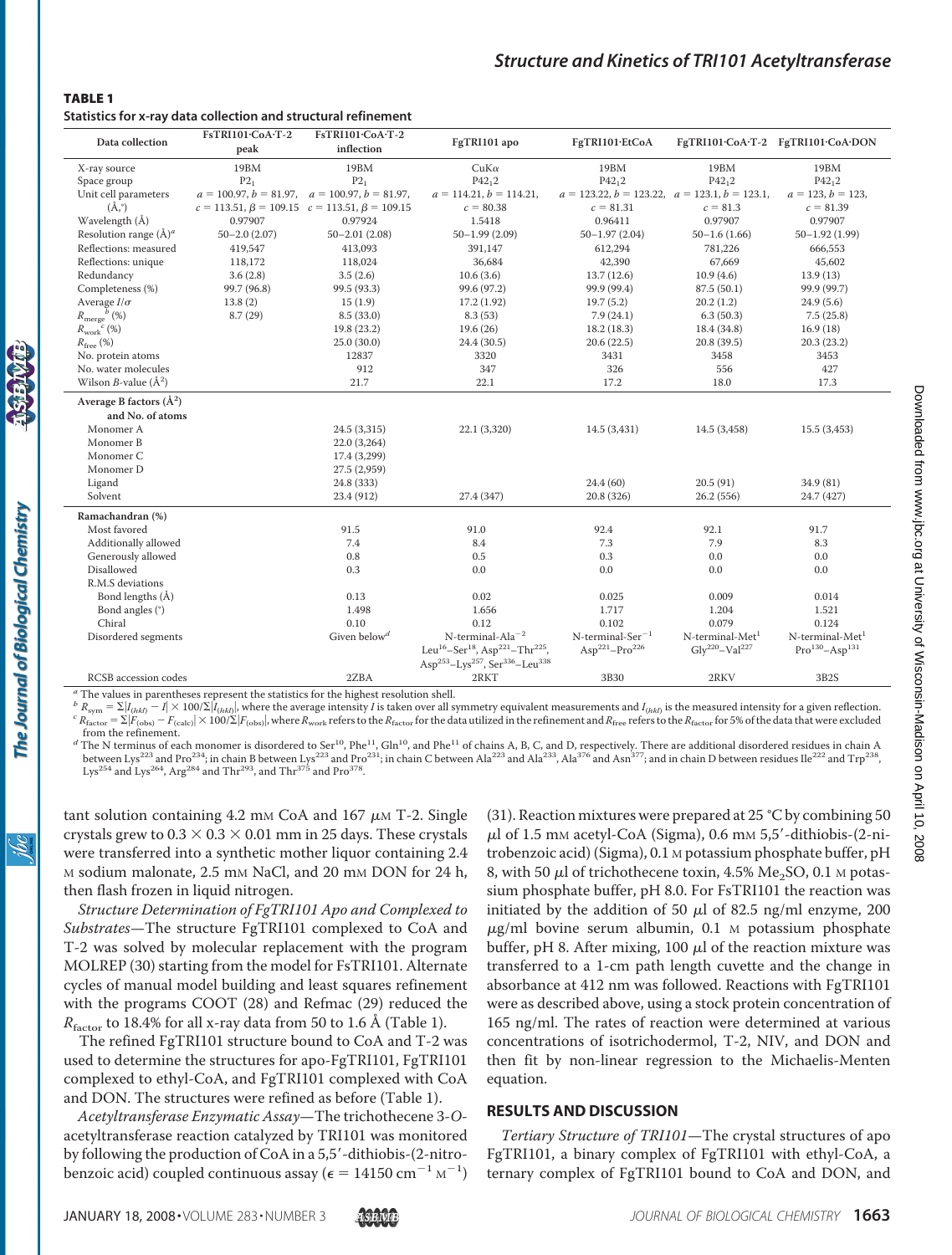**TABLE 1**

**Statistics for x-ray data collection and structural refinement**

| Data collection | FsTRI101·CoA·T-2 peak | FsTRI101·CoA·T-2 inflection | FgTRI101 apo | FgTRI101·EtCoA | FgTRI101·CoA·T-2 | FgTRI101·CoA·DON |
|---|---|---|---|---|---|---|
| X-ray source | 19BM | 19BM | CuKα | 19BM | 19BM | 19BM |
| Space group | $P2_1$ | $P2_1$ | $P42_12$ | $P42_12$ | $P42_12$ | $P42_12$ |
| Unit cell parameters (Å,°) | $a$ = 100.97, $b$ = 81.97, $c$ = 113.51, β = 109.15 | $a$ = 100.97, $b$ = 81.97, $c$ = 113.51, β = 109.15 | $a$ = 114.21, $b$ = 114.21, $c$ = 80.38 | $a$ = 123.22, $b$ = 123.22, $c$ = 81.31 | $a$ = 123.1, $b$ = 123.1, $c$ = 81.3 | $a$ = 123, $b$ = 123, $c$ = 81.39 |
| Wavelength (Å) | 0.97907 | 0.97924 | 1.5418 | 0.96411 | 0.97907 | 0.97907 |
| Resolution range (Å)[a] | 50–2.0 (2.07) | 50–2.01 (2.08) | 50–1.99 (2.09) | 50–1.97 (2.04) | 50–1.6 (1.66) | 50–1.92 (1.99) |
| Reflections: measured | 419,547 | 413,093 | 391,147 | 612,294 | 781,226 | 666,553 |
| Reflections: unique | 118,172 | 118,024 | 36,684 | 42,390 | 67,669 | 45,602 |
| Redundancy | 3.6 (2.8) | 3.5 (2.6) | 10.6 (3.6) | 13.7 (12.6) | 10.9 (4.6) | 13.9 (13) |
| Completeness (%) | 99.7 (96.8) | 99.5 (93.3) | 99.6 (97.2) | 99.9 (99.4) | 87.5 (50.1) | 99.9 (99.7) |
| Average $I/\sigma$ | 13.8 (2) | 15 (1.9) | 17.2 (1.92) | 19.7 (5.2) | 20.2 (1.2) | 24.9 (5.6) |
| $R_{merge}$[b] (%) | 8.7 (29) | 8.5 (33.0) | 8.3 (53) | 7.9 (24.1) | 6.3 (50.3) | 7.5 (25.8) |
| $R_{work}$[c] (%) | | 19.8 (23.2) | 19.6 (26) | 18.2 (18.3) | 18.4 (34.8) | 16.9 (18) |
| $R_{free}$ (%) | | 25.0 (30.0) | 24.4 (30.5) | 20.6 (22.5) | 20.8 (39.5) | 20.3 (23.2) |
| No. protein atoms | | 12837 | 3320 | 3431 | 3458 | 3453 |
| No. water molecules | | 912 | 347 | 326 | 556 | 427 |
| Wilson $B$-value (Å$^2$) | | 21.7 | 22.1 | 17.2 | 18.0 | 17.3 |
| **Average B factors (Å$^2$) and No. of atoms** | | | | | | |
| Monomer A | | 24.5 (3,315) | 22.1 (3,320) | 14.5 (3,431) | 14.5 (3,458) | 15.5 (3,453) |
| Monomer B | | 22.0 (3,264) | | | | |
| Monomer C | | 17.4 (3,299) | | | | |
| Monomer D | | 27.5 (2,959) | | | | |
| Ligand | | 24.8 (333) | | 24.4 (60) | 20.5 (91) | 34.9 (81) |
| Solvent | | 23.4 (912) | 27.4 (347) | 20.8 (326) | 26.2 (556) | 24.7 (427) |
| **Ramachandran (%)** | | | | | | |
| Most favored | | 91.5 | 91.0 | 92.4 | 92.1 | 91.7 |
| Additionally allowed | | 7.4 | 8.4 | 7.3 | 7.9 | 8.3 |
| Generously allowed | | 0.8 | 0.5 | 0.3 | 0.0 | 0.0 |
| Disallowed | | 0.3 | 0.0 | 0.0 | 0.0 | 0.0 |
| R.M.S deviations | | | | | | |
| Bond lengths (Å) | | 0.13 | 0.02 | 0.025 | 0.009 | 0.014 |
| Bond angles (°) | | 1.498 | 1.656 | 1.717 | 1.204 | 1.521 |
| Chiral | | 0.10 | 0.12 | 0.102 | 0.079 | 0.124 |
| Disordered segments | | Given below[d] | N-terminal-Ala$^{-2}$ Leu$^{16}$–Ser$^{18}$, Asp$^{221}$–Thr$^{225}$, Asp$^{253}$–Lys$^{257}$, Ser$^{336}$–Leu$^{338}$ | N-terminal-Ser$^{-1}$ Asp$^{221}$–Pro$^{226}$ | N-terminal-Met$^{1}$ Gly$^{220}$–Val$^{227}$ | N-terminal-Met$^{1}$ Pro$^{130}$–Asp$^{131}$ |
| RCSB accession codes | | 2ZBA | 2RKT | 3B30 | 2RKV | 3B2S |

[a] The values in parentheses represent the statistics for the highest resolution shell.

[b] $R_{sym} = \Sigma|I_{(hkl)} - I| \times 100/\Sigma|I_{(hkl)}|$, where the average intensity $I$ is taken over all symmetry equivalent measurements and $I_{(hkl)}$ is the measured intensity for a given reflection.

[c] $R_{factor} = \Sigma|F_{(obs)} - F_{(calc)}| \times 100/\Sigma|F_{(obs)}|$, where $R_{work}$ refers to the $R_{factor}$ for the data utilized in the refinement and $R_{free}$ refers to the $R_{factor}$ for 5% of the data that were excluded from the refinement.

[d] The N terminus of each monomer is disordered to Ser$^{10}$, Phe$^{11}$, Gln$^{10}$, and Phe$^{11}$ of chains A, B, C, and D, respectively. There are additional disordered residues in chain A between Lys$^{223}$ and Pro$^{234}$; in chain B between Lys$^{223}$ and Pro$^{231}$; in chain C between Ala$^{223}$ and Ala$^{233}$, Ala$^{376}$ and Asn$^{377}$; and in chain D between residues Ile$^{222}$ and Trp$^{238}$, Lys$^{254}$ and Lys$^{264}$, Arg$^{284}$ and Thr$^{293}$, and Thr$^{375}$ and Pro$^{378}$.

tant solution containing 4.2 mM CoA and 167 μM T-2. Single crystals grew to 0.3 × 0.3 × 0.01 mm in 25 days. These crystals were transferred into a synthetic mother liquor containing 2.4 M sodium malonate, 2.5 mM NaCl, and 20 mM DON for 24 h, then flash frozen in liquid nitrogen.

*Structure Determination of FgTRI101 Apo and Complexed to Substrates*—The structure FgTRI101 complexed to CoA and T-2 was solved by molecular replacement with the program MOLREP (30) starting from the model for FsTRI101. Alternate cycles of manual model building and least squares refinement with the programs COOT (28) and Refmac (29) reduced the $R_{factor}$ to 18.4% for all x-ray data from 50 to 1.6 Å (Table 1).

The refined FgTRI101 structure bound to CoA and T-2 was used to determine the structures for apo-FgTRI101, FgTRI101 complexed to ethyl-CoA, and FgTRI101 complexed with CoA and DON. The structures were refined as before (Table 1).

*Acetyltransferase Enzymatic Assay*—The trichothecene 3-*O*-acetyltransferase reaction catalyzed by TRI101 was monitored by following the production of CoA in a 5,5′-dithiobis-(2-nitrobenzoic acid) coupled continuous assay ($\epsilon$ = 14150 cm$^{-1}$ M$^{-1}$) (31). Reaction mixtures were prepared at 25 °C by combining 50 μl of 1.5 mM acetyl-CoA (Sigma), 0.6 mM 5,5′-dithiobis-(2-nitrobenzoic acid) (Sigma), 0.1 M potassium phosphate buffer, pH 8, with 50 μl of trichothecene toxin, 4.5% $Me_2SO$, 0.1 M potassium phosphate buffer, pH 8.0. For FsTRI101 the reaction was initiated by the addition of 50 μl of 82.5 ng/ml enzyme, 200 μg/ml bovine serum albumin, 0.1 M potassium phosphate buffer, pH 8. After mixing, 100 μl of the reaction mixture was transferred to a 1-cm path length cuvette and the change in absorbance at 412 nm was followed. Reactions with FgTRI101 were as described above, using a stock protein concentration of 165 ng/ml. The rates of reaction were determined at various concentrations of isotrichodermol, T-2, NIV, and DON and then fit by non-linear regression to the Michaelis-Menten equation.

## RESULTS AND DISCUSSION

*Tertiary Structure of TRI101*—The crystal structures of apo FgTRI101, a binary complex of FgTRI101 with ethyl-CoA, a ternary complex of FgTRI101 bound to CoA and DON, and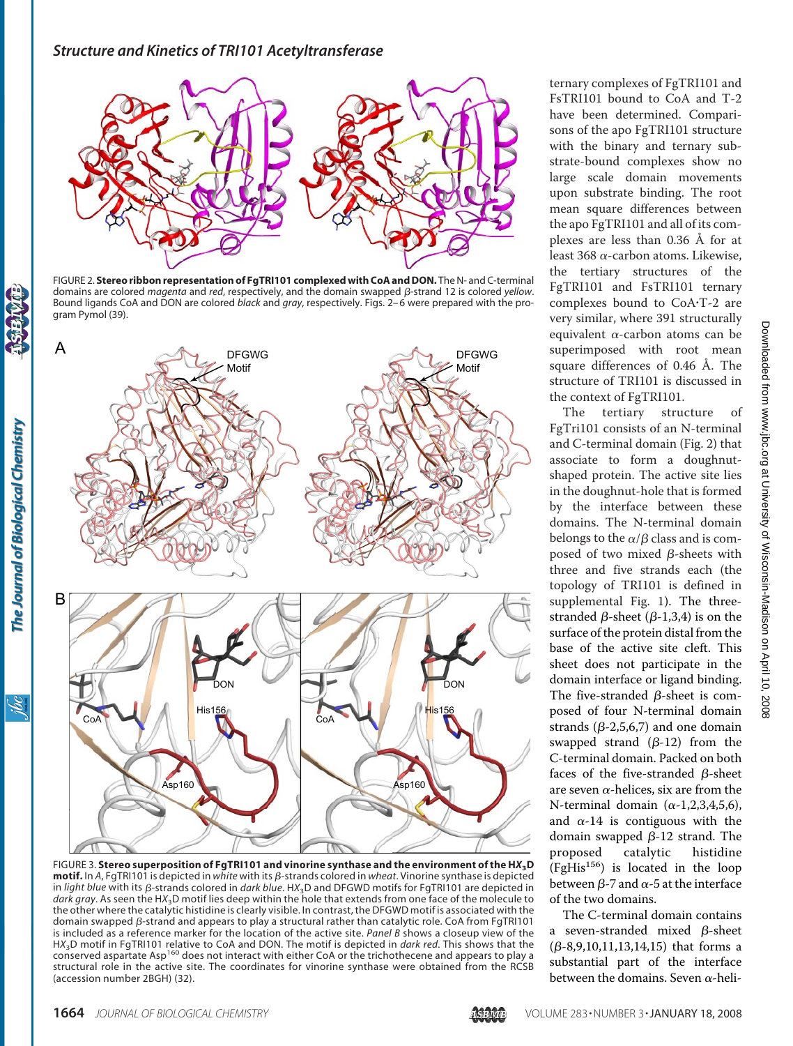FIGURE 2. **Stereo ribbon representation of FgTRI101 complexed with CoA and DON.** The N- and C-terminal domains are colored *magenta* and *red*, respectively, and the domain swapped β-strand 12 is colored *yellow*. Bound ligands CoA and DON are colored *black* and *gray*, respectively. Figs. 2–6 were prepared with the program Pymol (39).

FIGURE 3. **Stereo superposition of FgTRI101 and vinorine synthase and the environment of the $HX_3D$ motif.** In *A*, FgTRI101 is depicted in *white* with its β-strands colored in *wheat*. Vinorine synthase is depicted in *light blue* with its β-strands colored in *dark blue*. $HX_3D$ and DFGWD motifs for FgTRI101 are depicted in *dark gray*. As seen the $HX_3D$ motif lies deep within the hole that extends from one face of the molecule to the other where the catalytic histidine is clearly visible. In contrast, the DFGWD motif is associated with the domain swapped β-strand and appears to play a structural rather than catalytic role. CoA from FgTRI101 is included as a reference marker for the location of the active site. *Panel B* shows a closeup view of the $HX_3D$ motif in FgTRI101 relative to CoA and DON. The motif is depicted in *dark red*. This shows that the conserved aspartate Asp[160] does not interact with either CoA or the trichothecene and appears to play a structural role in the active site. The coordinates for vinorine synthase were obtained from the RCSB (accession number 2BGH) (32).

ternary complexes of FgTRI101 and FsTRI101 bound to CoA and T-2 have been determined. Comparisons of the apo FgTRI101 structure with the binary and ternary substrate-bound complexes show no large scale domain movements upon substrate binding. The root mean square differences between the apo FgTRI101 and all of its complexes are less than 0.36 Å for at least 368 α-carbon atoms. Likewise, the tertiary structures of the FgTRI101 and FsTRI101 ternary complexes bound to CoA·T-2 are very similar, where 391 structurally equivalent α-carbon atoms can be superimposed with root mean square differences of 0.46 Å. The structure of TRI101 is discussed in the context of FgTRI101.

The tertiary structure of FgTri101 consists of an N-terminal and C-terminal domain (Fig. 2) that associate to form a doughnut-shaped protein. The active site lies in the doughnut-hole that is formed by the interface between these domains. The N-terminal domain belongs to the α/β class and is composed of two mixed β-sheets with three and five strands each (the topology of TRI101 is defined in supplemental Fig. 1). The three-stranded β-sheet (β-1,3,4) is on the surface of the protein distal from the base of the active site cleft. This sheet does not participate in the domain interface or ligand binding. The five-stranded β-sheet is composed of four N-terminal domain strands (β-2,5,6,7) and one domain swapped strand (β-12) from the C-terminal domain. Packed on both faces of the five-stranded β-sheet are seven α-helices, six are from the N-terminal domain (α-1,2,3,4,5,6), and α-14 is contiguous with the domain swapped β-12 strand. The proposed catalytic histidine (FgHis[156]) is located in the loop between β-7 and α-5 at the interface of the two domains.

The C-terminal domain contains a seven-stranded mixed β-sheet (β-8,9,10,11,13,14,15) that forms a substantial part of the interface between the domains. Seven α-heli-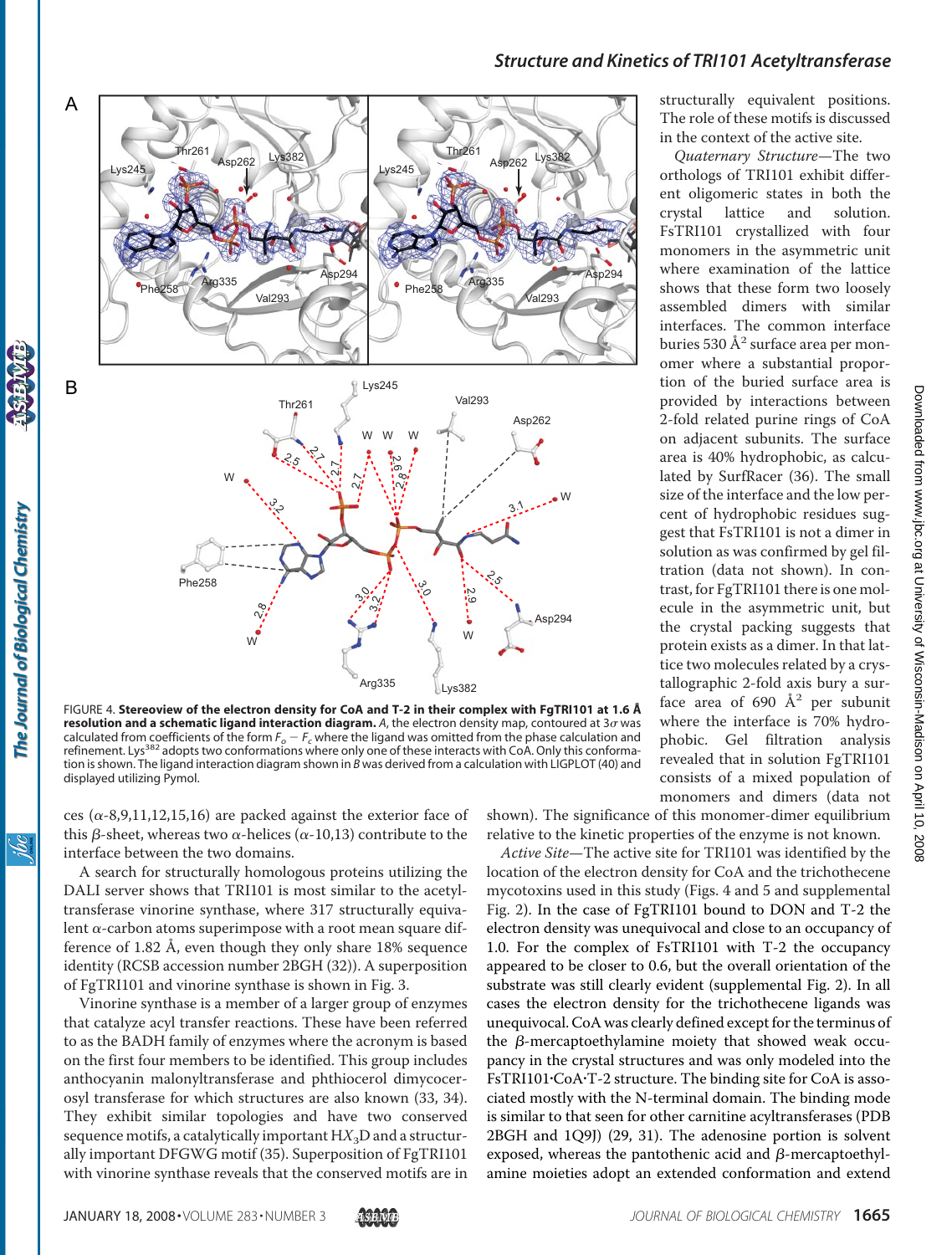FIGURE 4. **Stereoview of the electron density for CoA and T-2 in their complex with FgTRI101 at 1.6 Å resolution and a schematic ligand interaction diagram.** *A*, the electron density map, contoured at 3σ was calculated from coefficients of the form $F_o - F_c$ where the ligand was omitted from the phase calculation and refinement. Lys[382] adopts two conformations where only one of these interacts with CoA. Only this conformation is shown. The ligand interaction diagram shown in *B* was derived from a calculation with LIGPLOT (40) and displayed utilizing Pymol.

ces (α-8,9,11,12,15,16) are packed against the exterior face of this β-sheet, whereas two α-helices (α-10,13) contribute to the interface between the two domains.

A search for structurally homologous proteins utilizing the DALI server shows that TRI101 is most similar to the acetyltransferase vinorine synthase, where 317 structurally equivalent α-carbon atoms superimpose with a root mean square difference of 1.82 Å, even though they only share 18% sequence identity (RCSB accession number 2BGH (32)). A superposition of FgTRI101 and vinorine synthase is shown in Fig. 3.

Vinorine synthase is a member of a larger group of enzymes that catalyze acyl transfer reactions. These have been referred to as the BADH family of enzymes where the acronym is based on the first four members to be identified. This group includes anthocyanin malonyltransferase and phthiocerol dimycocerosyl transferase for which structures are also known (33, 34). They exhibit similar topologies and have two conserved sequence motifs, a catalytically important $HX_3D$ and a structurally important DFGWG motif (35). Superposition of FgTRI101 with vinorine synthase reveals that the conserved motifs are in structurally equivalent positions. The role of these motifs is discussed in the context of the active site.

*Quaternary Structure*—The two orthologs of TRI101 exhibit different oligomeric states in both the crystal lattice and solution. FsTRI101 crystallized with four monomers in the asymmetric unit where examination of the lattice shows that these form two loosely assembled dimers with similar interfaces. The common interface buries 530 $Å^2$ surface area per monomer where a substantial proportion of the buried surface area is provided by interactions between 2-fold related purine rings of CoA on adjacent subunits. The surface area is 40% hydrophobic, as calculated by SurfRacer (36). The small size of the interface and the low percent of hydrophobic residues suggest that FsTRI101 is not a dimer in solution as was confirmed by gel filtration (data not shown). In contrast, for FgTRI101 there is one molecule in the asymmetric unit, but the crystal packing suggests that protein exists as a dimer. In that lattice two molecules related by a crystallographic 2-fold axis bury a surface area of 690 $Å^2$ per subunit where the interface is 70% hydrophobic. Gel filtration analysis revealed that in solution FgTRI101 consists of a mixed population of monomers and dimers (data not shown). The significance of this monomer-dimer equilibrium relative to the kinetic properties of the enzyme is not known.

*Active Site*—The active site for TRI101 was identified by the location of the electron density for CoA and the trichothecene mycotoxins used in this study (Figs. 4 and 5 and supplemental Fig. 2). In the case of FgTRI101 bound to DON and T-2 the electron density was unequivocal and close to an occupancy of 1.0. For the complex of FsTRI101 with T-2 the occupancy appeared to be closer to 0.6, but the overall orientation of the substrate was still clearly evident (supplemental Fig. 2). In all cases the electron density for the trichothecene ligands was unequivocal. CoA was clearly defined except for the terminus of the β-mercaptoethylamine moiety that showed weak occupancy in the crystal structures and was only modeled into the FsTRI101·CoA·T-2 structure. The binding site for CoA is associated mostly with the N-terminal domain. The binding mode is similar to that seen for other carnitine acyltransferases (PDB 2BGH and 1Q9J) (29, 31). The adenosine portion is solvent exposed, whereas the pantothenic acid and β-mercaptoethylamine moieties adopt an extended conformation and extend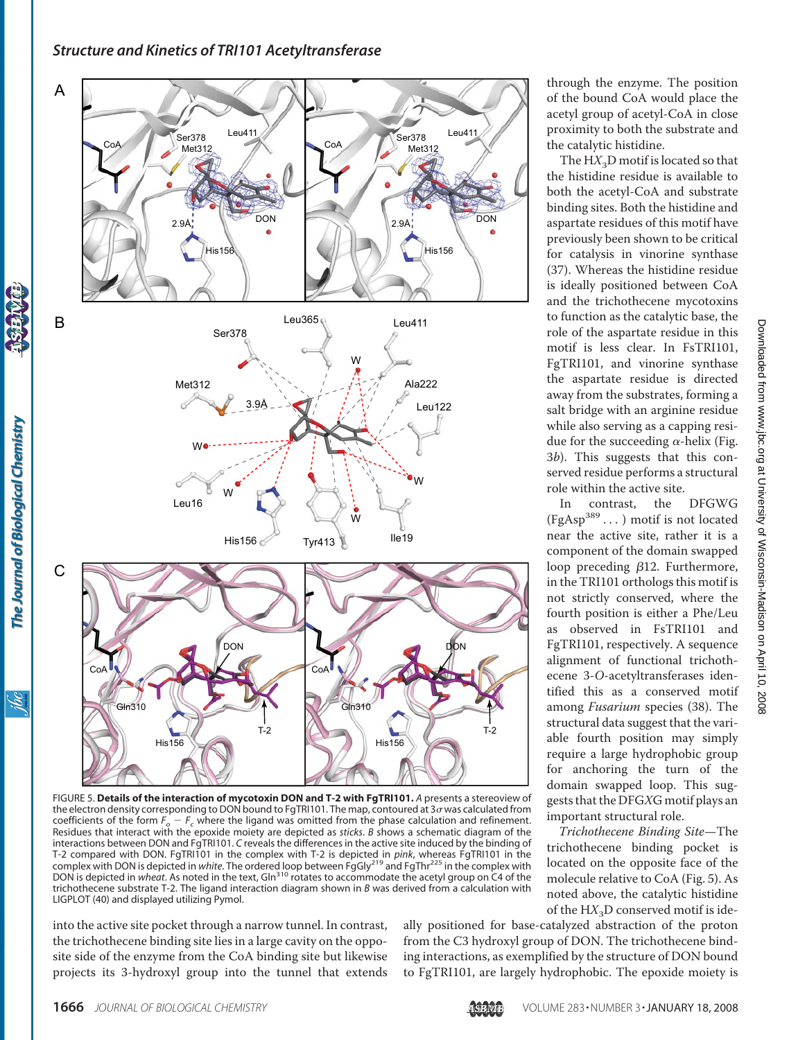FIGURE 5. **Details of the interaction of mycotoxin DON and T-2 with FgTRI101.** *A* presents a stereoview of the electron density corresponding to DON bound to FgTRI101. The map, contoured at 3σ was calculated from coefficients of the form $F_o - F_c$ where the ligand was omitted from the phase calculation and refinement. Residues that interact with the epoxide moiety are depicted as *sticks*. *B* shows a schematic diagram of the interactions between DON and FgTRI101. *C* reveals the differences in the active site induced by the binding of T-2 compared with DON. FgTRI101 in the complex with T-2 is depicted in *pink*, whereas FgTRI101 in the complex with DON is depicted in *white*. The ordered loop between FgGly[219] and FgThr[225] in the complex with DON is depicted in *wheat*. As noted in the text, Gln[310] rotates to accommodate the acetyl group on C4 of the trichothecene substrate T-2. The ligand interaction diagram shown in *B* was derived from a calculation with LIGPLOT (40) and displayed utilizing Pymol.

into the active site pocket through a narrow tunnel. In contrast, the trichothecene binding site lies in a large cavity on the opposite side of the enzyme from the CoA binding site but likewise projects its 3-hydroxyl group into the tunnel that extends through the enzyme. The position of the bound CoA would place the acetyl group of acetyl-CoA in close proximity to both the substrate and the catalytic histidine.

The H$X_3$D motif is located so that the histidine residue is available to both the acetyl-CoA and substrate binding sites. Both the histidine and aspartate residues of this motif have previously been shown to be critical for catalysis in vinorine synthase (37). Whereas the histidine residue is ideally positioned between CoA and the trichothecene mycotoxins to function as the catalytic base, the role of the aspartate residue in this motif is less clear. In FsTRI101, FgTRI101, and vinorine synthase the aspartate residue is directed away from the substrates, forming a salt bridge with an arginine residue while also serving as a capping residue for the succeeding α-helix (Fig. 3*b*). This suggests that this conserved residue performs a structural role within the active site.

In contrast, the DFGWG (FgAsp[389] . . . ) motif is not located near the active site, rather it is a component of the domain swapped loop preceding β12. Furthermore, in the TRI101 orthologs this motif is not strictly conserved, where the fourth position is either a Phe/Leu as observed in FsTRI101 and FgTRI101, respectively. A sequence alignment of functional trichothecene 3-*O*-acetyltransferases identified this as a conserved motif among *Fusarium* species (38). The structural data suggest that the variable fourth position may simply require a large hydrophobic group for anchoring the turn of the domain swapped loop. This suggests that the DFG*X*G motif plays an important structural role.

*Trichothecene Binding Site*—The trichothecene binding pocket is located on the opposite face of the molecule relative to CoA (Fig. 5). As noted above, the catalytic histidine of the H$X_3$D conserved motif is ideally positioned for base-catalyzed abstraction of the proton from the C3 hydroxyl group of DON. The trichothecene binding interactions, as exemplified by the structure of DON bound to FgTRI101, are largely hydrophobic. The epoxide moiety is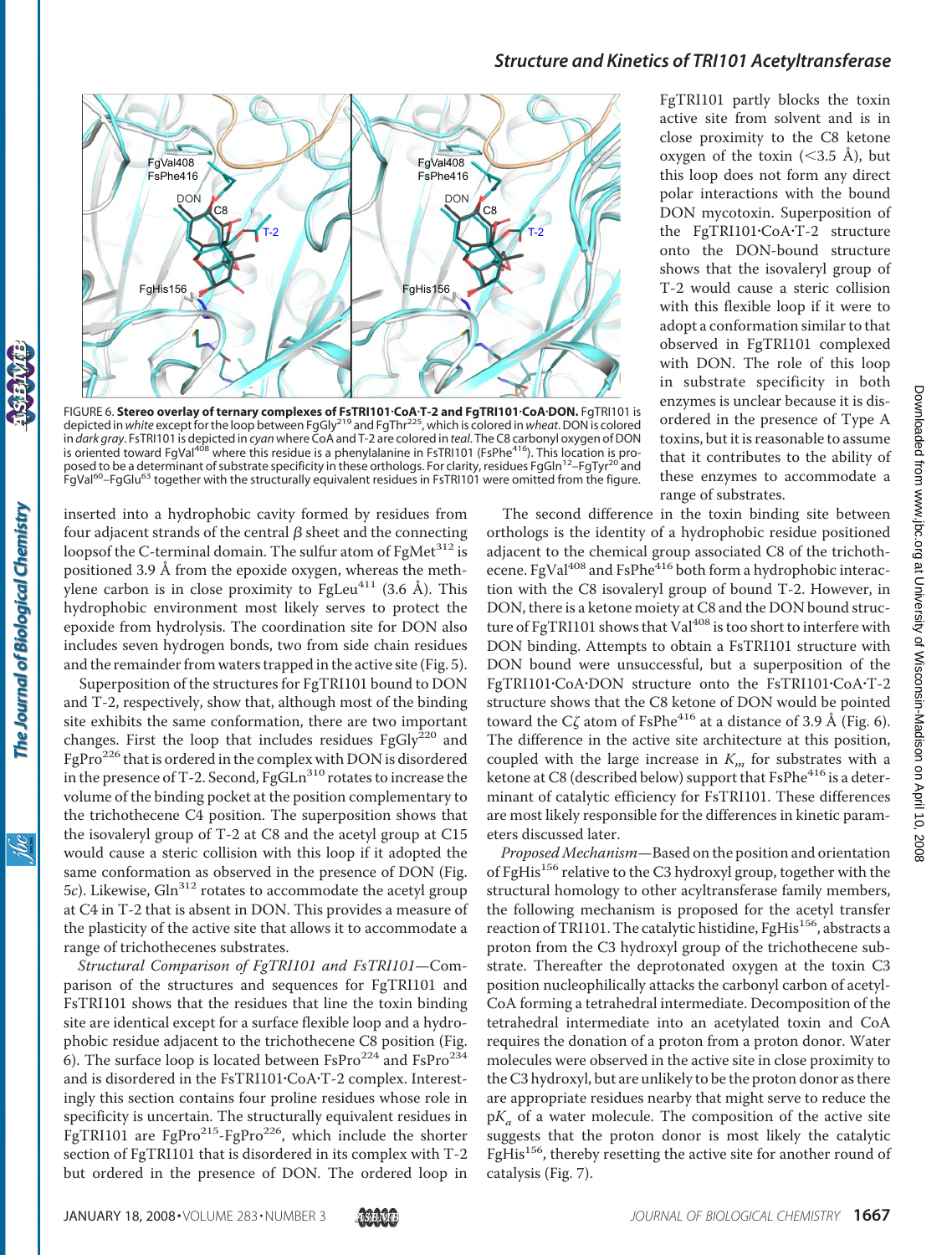FgTRI101 partly blocks the toxin active site from solvent and is in close proximity to the C8 ketone oxygen of the toxin (<3.5 Å), but this loop does not form any direct polar interactions with the bound DON mycotoxin. Superposition of the FgTRI101·CoA·T-2 structure onto the DON-bound structure shows that the isovaleryl group of T-2 would cause a steric collision with this flexible loop if it were to adopt a conformation similar to that observed in FgTRI101 complexed with DON. The role of this loop in substrate specificity in both enzymes is unclear because it is disordered in the presence of Type A toxins, but it is reasonable to assume that it contributes to the ability of these enzymes to accommodate a range of substrates.

FIGURE 6. **Stereo overlay of ternary complexes of FsTRI101·CoA·T-2 and FgTRI101·CoA·DON.** FgTRI101 is depicted in *white* except for the loop between FgGly[219] and FgThr[225], which is colored in *wheat*. DON is colored in *dark gray*. FsTRI101 is depicted in *cyan* where CoA and T-2 are colored in *teal*. The C8 carbonyl oxygen of DON is oriented toward FgVal[408] where this residue is a phenylalanine in FsTRI101 (FsPhe[416]). This location is proposed to be a determinant of substrate specificity in these orthologs. For clarity, residues FgGln[12]–FgTyr[20] and FgVal[60]–FgGlu[63] together with the structurally equivalent residues in FsTRI101 were omitted from the figure.

inserted into a hydrophobic cavity formed by residues from four adjacent strands of the central β sheet and the connecting loopsof the C-terminal domain. The sulfur atom of FgMet[312] is positioned 3.9 Å from the epoxide oxygen, whereas the methylene carbon is in close proximity to FgLeu[411] (3.6 Å). This hydrophobic environment most likely serves to protect the epoxide from hydrolysis. The coordination site for DON also includes seven hydrogen bonds, two from side chain residues and the remainder from waters trapped in the active site (Fig. 5).

Superposition of the structures for FgTRI101 bound to DON and T-2, respectively, show that, although most of the binding site exhibits the same conformation, there are two important changes. First the loop that includes residues FgGly[220] and FgPro[226] that is ordered in the complex with DON is disordered in the presence of T-2. Second, FgGLn[310] rotates to increase the volume of the binding pocket at the position complementary to the trichothecene C4 position. The superposition shows that the isovaleryl group of T-2 at C8 and the acetyl group at C15 would cause a steric collision with this loop if it adopted the same conformation as observed in the presence of DON (Fig. 5*c*). Likewise, Gln[312] rotates to accommodate the acetyl group at C4 in T-2 that is absent in DON. This provides a measure of the plasticity of the active site that allows it to accommodate a range of trichothecenes substrates.

*Structural Comparison of FgTRI101 and FsTRI101*—Comparison of the structures and sequences for FgTRI101 and FsTRI101 shows that the residues that line the toxin binding site are identical except for a surface flexible loop and a hydrophobic residue adjacent to the trichothecene C8 position (Fig. 6). The surface loop is located between FsPro[224] and FsPro[234] and is disordered in the FsTRI101·CoA·T-2 complex. Interestingly this section contains four proline residues whose role in specificity is uncertain. The structurally equivalent residues in FgTRI101 are FgPro[215]-FgPro[226], which include the shorter section of FgTRI101 that is disordered in its complex with T-2 but ordered in the presence of DON. The ordered loop in

The second difference in the toxin binding site between orthologs is the identity of a hydrophobic residue positioned adjacent to the chemical group associated C8 of the trichothecene. FgVal[408] and FsPhe[416] both form a hydrophobic interaction with the C8 isovaleryl group of bound T-2. However, in DON, there is a ketone moiety at C8 and the DON bound structure of FgTRI101 shows that Val[408] is too short to interfere with DON binding. Attempts to obtain a FsTRI101 structure with DON bound were unsuccessful, but a superposition of the FgTRI101·CoA·DON structure onto the FsTRI101·CoA·T-2 structure shows that the C8 ketone of DON would be pointed toward the C$\zeta$ atom of FsPhe[416] at a distance of 3.9 Å (Fig. 6). The difference in the active site architecture at this position, coupled with the large increase in $K_m$ for substrates with a ketone at C8 (described below) support that FsPhe[416] is a determinant of catalytic efficiency for FsTRI101. These differences are most likely responsible for the differences in kinetic parameters discussed later.

*Proposed Mechanism*—Based on the position and orientation of FgHis[156] relative to the C3 hydroxyl group, together with the structural homology to other acyltransferase family members, the following mechanism is proposed for the acetyl transfer reaction of TRI101. The catalytic histidine, FgHis[156], abstracts a proton from the C3 hydroxyl group of the trichothecene substrate. Thereafter the deprotonated oxygen at the toxin C3 position nucleophilically attacks the carbonyl carbon of acetyl-CoA forming a tetrahedral intermediate. Decomposition of the tetrahedral intermediate into an acetylated toxin and CoA requires the donation of a proton from a proton donor. Water molecules were observed in the active site in close proximity to the C3 hydroxyl, but are unlikely to be the proton donor as there are appropriate residues nearby that might serve to reduce the p$K_a$ of a water molecule. The composition of the active site suggests that the proton donor is most likely the catalytic FgHis[156], thereby resetting the active site for another round of catalysis (Fig. 7).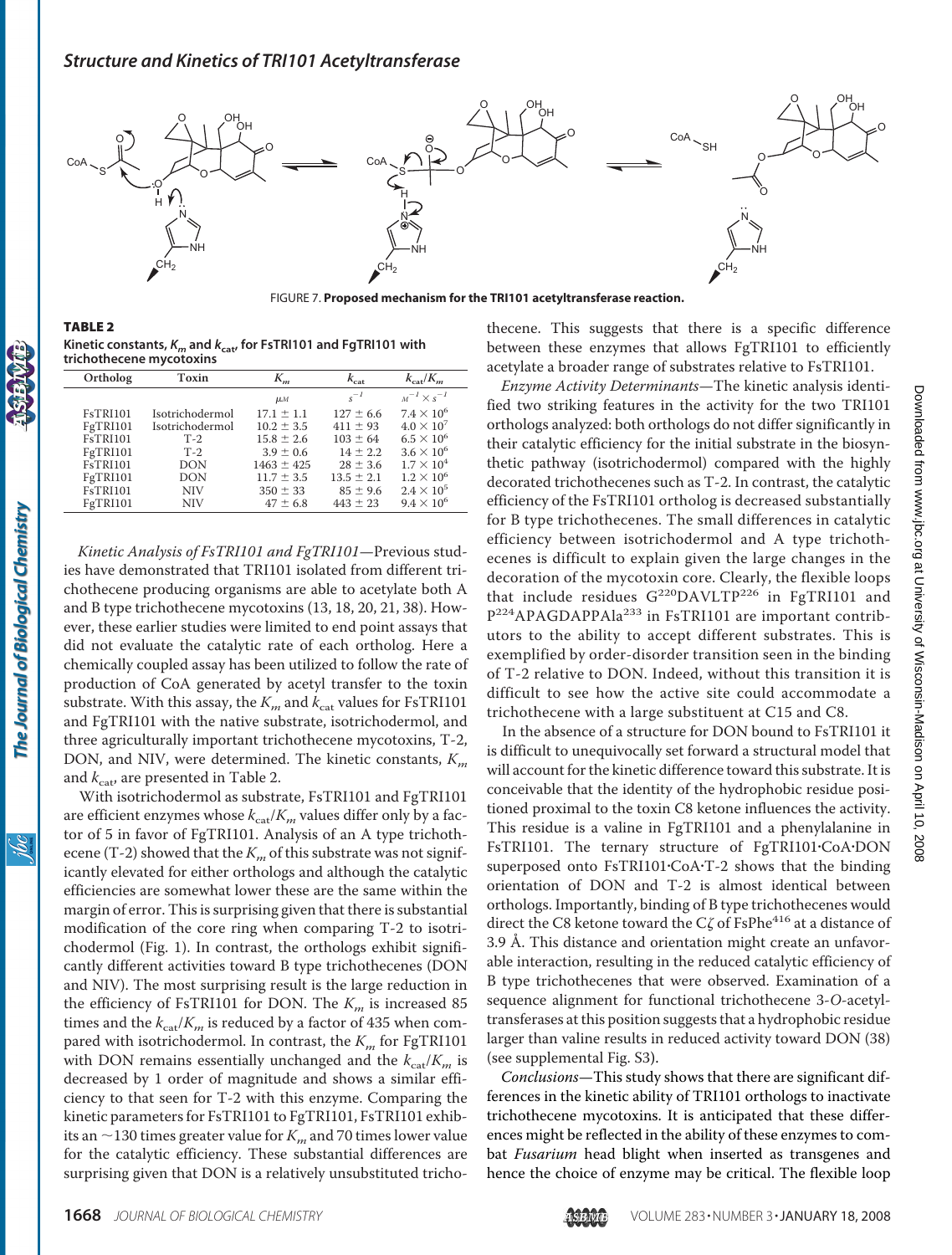FIGURE 7. **Proposed mechanism for the TRI101 acetyltransferase reaction.**

**TABLE 2**
**Kinetic constants, $K_m$ and $k_{cat}$, for FsTRI101 and FgTRI101 with trichothecene mycotoxins**

| Ortholog | Toxin | $K_m$ | $k_{cat}$ | $k_{cat}/K_m$ |
|---|---|---|---|---|
| | | $\mu M$ | $s^{-1}$ | $M^{-1} \times s^{-1}$ |
| FsTRI101 | Isotrichodermol | 17.1 ± 1.1 | 127 ± 6.6 | $7.4 \times 10^6$ |
| FgTRI101 | Isotrichodermol | 10.2 ± 3.5 | 411 ± 93 | $4.0 \times 10^7$ |
| FsTRI101 | T-2 | 15.8 ± 2.6 | 103 ± 64 | $6.5 \times 10^6$ |
| FgTRI101 | T-2 | 3.9 ± 0.6 | 14 ± 2.2 | $3.6 \times 10^6$ |
| FsTRI101 | DON | 1463 ± 425 | 28 ± 3.6 | $1.7 \times 10^4$ |
| FgTRI101 | DON | 11.7 ± 3.5 | 13.5 ± 2.1 | $1.2 \times 10^6$ |
| FsTRI101 | NIV | 350 ± 33 | 85 ± 9.6 | $2.4 \times 10^5$ |
| FgTRI101 | NIV | 47 ± 6.8 | 443 ± 23 | $9.4 \times 10^6$ |

*Kinetic Analysis of FsTRI101 and FgTRI101*—Previous studies have demonstrated that TRI101 isolated from different trichothecene producing organisms are able to acetylate both A and B type trichothecene mycotoxins (13, 18, 20, 21, 38). However, these earlier studies were limited to end point assays that did not evaluate the catalytic rate of each ortholog. Here a chemically coupled assay has been utilized to follow the rate of production of CoA generated by acetyl transfer to the toxin substrate. With this assay, the $K_m$ and $k_{cat}$ values for FsTRI101 and FgTRI101 with the native substrate, isotrichodermol, and three agriculturally important trichothecene mycotoxins, T-2, DON, and NIV, were determined. The kinetic constants, $K_m$ and $k_{cat}$, are presented in Table 2.

With isotrichodermol as substrate, FsTRI101 and FgTRI101 are efficient enzymes whose $k_{cat}/K_m$ values differ only by a factor of 5 in favor of FgTRI101. Analysis of an A type trichothecene (T-2) showed that the $K_m$ of this substrate was not significantly elevated for either orthologs and although the catalytic efficiencies are somewhat lower these are the same within the margin of error. This is surprising given that there is substantial modification of the core ring when comparing T-2 to isotrichodermol (Fig. 1). In contrast, the orthologs exhibit significantly different activities toward B type trichothecenes (DON and NIV). The most surprising result is the large reduction in the efficiency of FsTRI101 for DON. The $K_m$ is increased 85 times and the $k_{cat}/K_m$ is reduced by a factor of 435 when compared with isotrichodermol. In contrast, the $K_m$ for FgTRI101 with DON remains essentially unchanged and the $k_{cat}/K_m$ is decreased by 1 order of magnitude and shows a similar efficiency to that seen for T-2 with this enzyme. Comparing the kinetic parameters for FsTRI101 to FgTRI101, FsTRI101 exhibits an ~130 times greater value for $K_m$ and 70 times lower value for the catalytic efficiency. These substantial differences are surprising given that DON is a relatively unsubstituted trichothecene. This suggests that there is a specific difference between these enzymes that allows FgTRI101 to efficiently acetylate a broader range of substrates relative to FsTRI101.

*Enzyme Activity Determinants*—The kinetic analysis identified two striking features in the activity for the two TRI101 orthologs analyzed: both orthologs do not differ significantly in their catalytic efficiency for the initial substrate in the biosynthetic pathway (isotrichodermol) compared with the highly decorated trichothecenes such as T-2. In contrast, the catalytic efficiency of the FsTRI101 ortholog is decreased substantially for B type trichothecenes. The small differences in catalytic efficiency between isotrichodermol and A type trichothecenes is difficult to explain given the large changes in the decoration of the mycotoxin core. Clearly, the flexible loops that include residues G[220]DAVLTP[226] in FgTRI101 and P[224]APAGDAPPAla[233] in FsTRI101 are important contributors to the ability to accept different substrates. This is exemplified by order-disorder transition seen in the binding of T-2 relative to DON. Indeed, without this transition it is difficult to see how the active site could accommodate a trichothecene with a large substituent at C15 and C8.

In the absence of a structure for DON bound to FsTRI101 it is difficult to unequivocally set forward a structural model that will account for the kinetic difference toward this substrate. It is conceivable that the identity of the hydrophobic residue positioned proximal to the toxin C8 ketone influences the activity. This residue is a valine in FgTRI101 and a phenylalanine in FsTRI101. The ternary structure of FgTRI101·CoA·DON superposed onto FsTRI101·CoA·T-2 shows that the binding orientation of DON and T-2 is almost identical between orthologs. Importantly, binding of B type trichothecenes would direct the C8 ketone toward the C$\zeta$ of FsPhe[416] at a distance of 3.9 Å. This distance and orientation might create an unfavorable interaction, resulting in the reduced catalytic efficiency of B type trichothecenes that were observed. Examination of a sequence alignment for functional trichothecene 3-*O*-acetyltransferases at this position suggests that a hydrophobic residue larger than valine results in reduced activity toward DON (38) (see supplemental Fig. S3).

*Conclusions*—This study shows that there are significant differences in the kinetic ability of TRI101 orthologs to inactivate trichothecene mycotoxins. It is anticipated that these differences might be reflected in the ability of these enzymes to combat *Fusarium* head blight when inserted as transgenes and hence the choice of enzyme may be critical. The flexible loop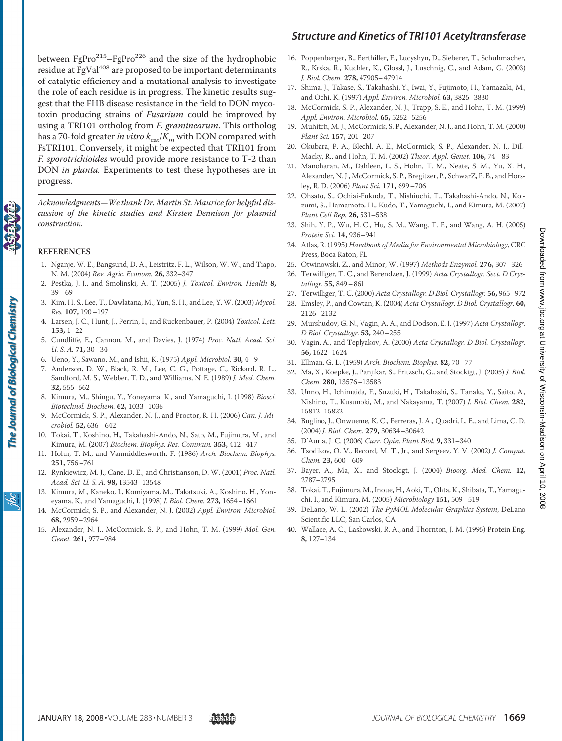between FgPro[215]–FgPro[226] and the size of the hydrophobic residue at FgVal[408] are proposed to be important determinants of catalytic efficiency and a mutational analysis to investigate the role of each residue is in progress. The kinetic results suggest that the FHB disease resistance in the field to DON mycotoxin producing strains of *Fusarium* could be improved by using a TRI101 ortholog from *F. graminearum*. This ortholog has a 70-fold greater *in vitro* $k_{cat}/K_m$ with DON compared with FsTRI101. Conversely, it might be expected that TRI101 from *F. sporotrichioides* would provide more resistance to T-2 than DON *in planta*. Experiments to test these hypotheses are in progress.

*Acknowledgments—We thank Dr. Martin St. Maurice for helpful discussion of the kinetic studies and Kirsten Dennison for plasmid construction.*

## REFERENCES

1. Nganje, W. E., Bangsund, D. A., Leistritz, F. L., Wilson, W. W., and Tiapo, N. M. (2004) *Rev. Agric. Econom.* **26,** 332–347
2. Pestka, J. J., and Smolinski, A. T. (2005) *J. Toxicol. Environ. Health* **8,** 39–69
3. Kim, H. S., Lee, T., Dawlatana, M., Yun, S. H., and Lee, Y. W. (2003) *Mycol. Res.* **107,** 190–197
4. Larsen, J. C., Hunt, J., Perrin, I., and Ruckenbauer, P. (2004) *Toxicol. Lett.* **153,** 1–22
5. Cundliffe, E., Cannon, M., and Davies, J. (1974) *Proc. Natl. Acad. Sci. U. S. A.* **71,** 30–34
6. Ueno, Y., Sawano, M., and Ishii, K. (1975) *Appl. Microbiol.* **30,** 4–9
7. Anderson, D. W., Black, R. M., Lee, C. G., Pottage, C., Rickard, R. L., Sandford, M. S., Webber, T. D., and Williams, N. E. (1989) *J. Med. Chem.* **32,** 555–562
8. Kimura, M., Shingu, Y., Yoneyama, K., and Yamaguchi, I. (1998) *Biosci. Biotechnol. Biochem.* **62,** 1033–1036
9. McCormick, S. P., Alexander, N. J., and Proctor, R. H. (2006) *Can. J. Microbiol.* **52,** 636–642
10. Tokai, T., Koshino, H., Takahashi-Ando, N., Sato, M., Fujimura, M., and Kimura, M. (2007) *Biochem. Biophys. Res. Commun.* **353,** 412–417
11. Hohn, T. M., and Vanmiddlesworth, F. (1986) *Arch. Biochem. Biophys.* **251,** 756–761
12. Rynkiewicz, M. J., Cane, D. E., and Christianson, D. W. (2001) *Proc. Natl. Acad. Sci. U. S. A.* **98,** 13543–13548
13. Kimura, M., Kaneko, I., Komiyama, M., Takatsuki, A., Koshino, H., Yoneyama, K., and Yamaguchi, I. (1998) *J. Biol. Chem.* **273,** 1654–1661
14. McCormick, S. P., and Alexander, N. J. (2002) *Appl. Environ. Microbiol.* **68,** 2959–2964
15. Alexander, N. J., McCormick, S. P., and Hohn, T. M. (1999) *Mol. Gen. Genet.* **261,** 977–984
16. Poppenberger, B., Berthiller, F., Lucyshyn, D., Sieberer, T., Schuhmacher, R., Krska, R., Kuchler, K., Glossl, J., Luschnig, C., and Adam, G. (2003) *J. Biol. Chem.* **278,** 47905–47914
17. Shima, J., Takase, S., Takahashi, Y., Iwai, Y., Fujimoto, H., Yamazaki, M., and Ochi, K. (1997) *Appl. Environ. Microbiol.* **63,** 3825–3830
18. McCormick, S. P., Alexander, N. J., Trapp, S. E., and Hohn, T. M. (1999) *Appl. Environ. Microbiol.* **65,** 5252–5256
19. Muhitch, M. J., McCormick, S. P., Alexander, N. J., and Hohn, T. M. (2000) *Plant Sci.* **157,** 201–207
20. Okubara, P. A., Blechl, A. E., McCormick, S. P., Alexander, N. J., Dill-Macky, R., and Hohn, T. M. (2002) *Theor. Appl. Genet.* **106,** 74–83
21. Manoharan, M., Dahleen, L. S., Hohn, T. M., Neate, S. M., Yu, X. H., Alexander, N. J., McCormick, S. P., Bregitzer, P., SchwarZ, P. B., and Horsley, R. D. (2006) *Plant Sci.* **171,** 699–706
22. Ohsato, S., Ochiai-Fukuda, T., Nishiuchi, T., Takahashi-Ando, N., Koizumi, S., Hamamoto, H., Kudo, T., Yamaguchi, I., and Kimura, M. (2007) *Plant Cell Rep.* **26,** 531–538
23. Shih, Y. P., Wu, H. C., Hu, S. M., Wang, T. F., and Wang, A. H. (2005) *Protein Sci.* **14,** 936–941
24. Atlas, R. (1995) *Handbook of Media for Environmental Microbiology*, CRC Press, Boca Raton, FL
25. Otwinowski, Z., and Minor, W. (1997) *Methods Enzymol.* **276,** 307–326
26. Terwilliger, T. C., and Berendzen, J. (1999) *Acta Crystallogr. Sect. D Crystallogr.* **55,** 849–861
27. Terwilliger, T. C. (2000) *Acta Crystallogr. D Biol. Crystallogr.* **56,** 965–972
28. Emsley, P., and Cowtan, K. (2004) *Acta Crystallogr. D Biol. Crystallogr.* **60,** 2126–2132
29. Murshudov, G. N., Vagin, A. A., and Dodson, E. J. (1997) *Acta Crystallogr. D Biol. Crystallogr.* **53,** 240–255
30. Vagin, A., and Teplyakov, A. (2000) *Acta Crystallogr. D Biol. Crystallogr.* **56,** 1622–1624
31. Ellman, G. L. (1959) *Arch. Biochem. Biophys.* **82,** 70–77
32. Ma, X., Koepke, J., Panjikar, S., Fritzsch, G., and Stockigt, J. (2005) *J. Biol. Chem.* **280,** 13576–13583
33. Unno, H., Ichimaida, F., Suzuki, H., Takahashi, S., Tanaka, Y., Saito, A., Nishino, T., Kusunoki, M., and Nakayama, T. (2007) *J. Biol. Chem.* **282,** 15812–15822
34. Buglino, J., Onwueme, K. C., Ferreras, J. A., Quadri, L. E., and Lima, C. D. (2004) *J. Biol. Chem.* **279,** 30634–30642
35. D'Auria, J. C. (2006) *Curr. Opin. Plant Biol.* **9,** 331–340
36. Tsodikov, O. V., Record, M. T., Jr., and Sergeev, Y. V. (2002) *J. Comput. Chem.* **23,** 600–609
37. Bayer, A., Ma, X., and Stockigt, J. (2004) *Bioorg. Med. Chem.* **12,** 2787–2795
38. Tokai, T., Fujimura, M., Inoue, H., Aoki, T., Ohta, K., Shibata, T., Yamaguchi, I., and Kimura, M. (2005) *Microbiology* **151,** 509–519
39. DeLano, W. L. (2002) *The PyMOL Molecular Graphics System*, DeLano Scientific LLC, San Carlos, CA
40. Wallace, A. C., Laskowski, R. A., and Thornton, J. M. (1995) Protein Eng. **8,** 127–134